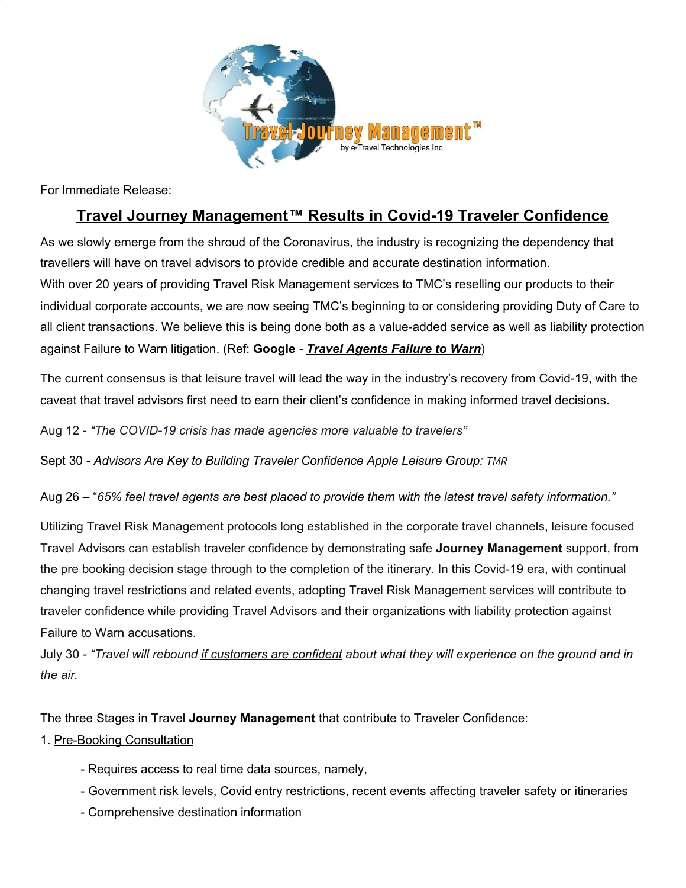For Immediate Release:

# Travel Journey Management™ Results in Covid-19 Traveler Confidence

As we slowly emerge from the shroud of the Coronavirus, the industry is recognizing the dependency that travellers will have on travel advisors to provide credible and accurate destination information.
With over 20 years of providing Travel Risk Management services to TMC's reselling our products to their individual corporate accounts, we are now seeing TMC's beginning to or considering providing Duty of Care to all client transactions. We believe this is being done both as a value-added service as well as liability protection against Failure to Warn litigation. (Ref: **Google - *Travel Agents Failure to Warn***)

The current consensus is that leisure travel will lead the way in the industry's recovery from Covid-19, with the caveat that travel advisors first need to earn their client's confidence in making informed travel decisions.

Aug 12 - *"The COVID-19 crisis has made agencies more valuable to travelers"*

Sept 30 - *Advisors Are Key to Building Traveler Confidence Apple Leisure Group: TMR*

Aug 26 – "*65% feel travel agents are best placed to provide them with the latest travel safety information."*

Utilizing Travel Risk Management protocols long established in the corporate travel channels, leisure focused Travel Advisors can establish traveler confidence by demonstrating safe **Journey Management** support, from the pre booking decision stage through to the completion of the itinerary. In this Covid-19 era, with continual changing travel restrictions and related events, adopting Travel Risk Management services will contribute to traveler confidence while providing Travel Advisors and their organizations with liability protection against Failure to Warn accusations.
July 30 - *"Travel will rebound if customers are confident about what they will experience on the ground and in the air.*

The three Stages in Travel **Journey Management** that contribute to Traveler Confidence:

1. Pre-Booking Consultation
   - Requires access to real time data sources, namely,
   - Government risk levels, Covid entry restrictions, recent events affecting traveler safety or itineraries
   - Comprehensive destination information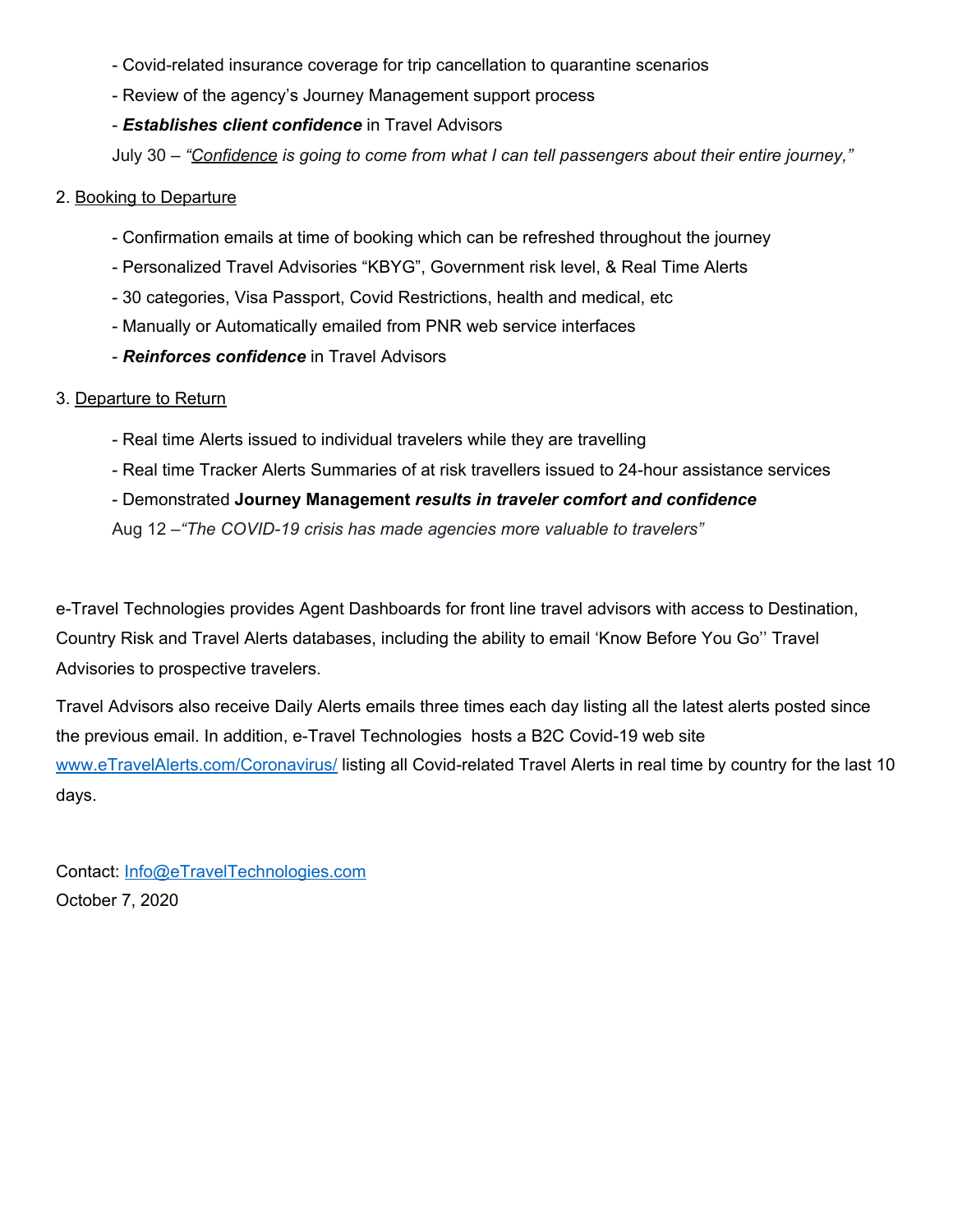- Covid-related insurance coverage for trip cancellation to quarantine scenarios
- Review of the agency's Journey Management support process
- ***Establishes client confidence*** in Travel Advisors

July 30 – *"Confidence is going to come from what I can tell passengers about their entire journey,"*

2. Booking to Departure

- Confirmation emails at time of booking which can be refreshed throughout the journey
- Personalized Travel Advisories "KBYG", Government risk level, & Real Time Alerts
- 30 categories, Visa Passport, Covid Restrictions, health and medical, etc
- Manually or Automatically emailed from PNR web service interfaces
- ***Reinforces confidence*** in Travel Advisors

3. Departure to Return

- Real time Alerts issued to individual travelers while they are travelling
- Real time Tracker Alerts Summaries of at risk travellers issued to 24-hour assistance services
- Demonstrated **Journey Management *results in traveler comfort and confidence***

Aug 12 –*"The COVID-19 crisis has made agencies more valuable to travelers"*

e-Travel Technologies provides Agent Dashboards for front line travel advisors with access to Destination, Country Risk and Travel Alerts databases, including the ability to email 'Know Before You Go'' Travel Advisories to prospective travelers.

Travel Advisors also receive Daily Alerts emails three times each day listing all the latest alerts posted since the previous email. In addition, e-Travel Technologies hosts a B2C Covid-19 web site www.eTravelAlerts.com/Coronavirus/ listing all Covid-related Travel Alerts in real time by country for the last 10 days.

Contact: Info@eTravelTechnologies.com
October 7, 2020